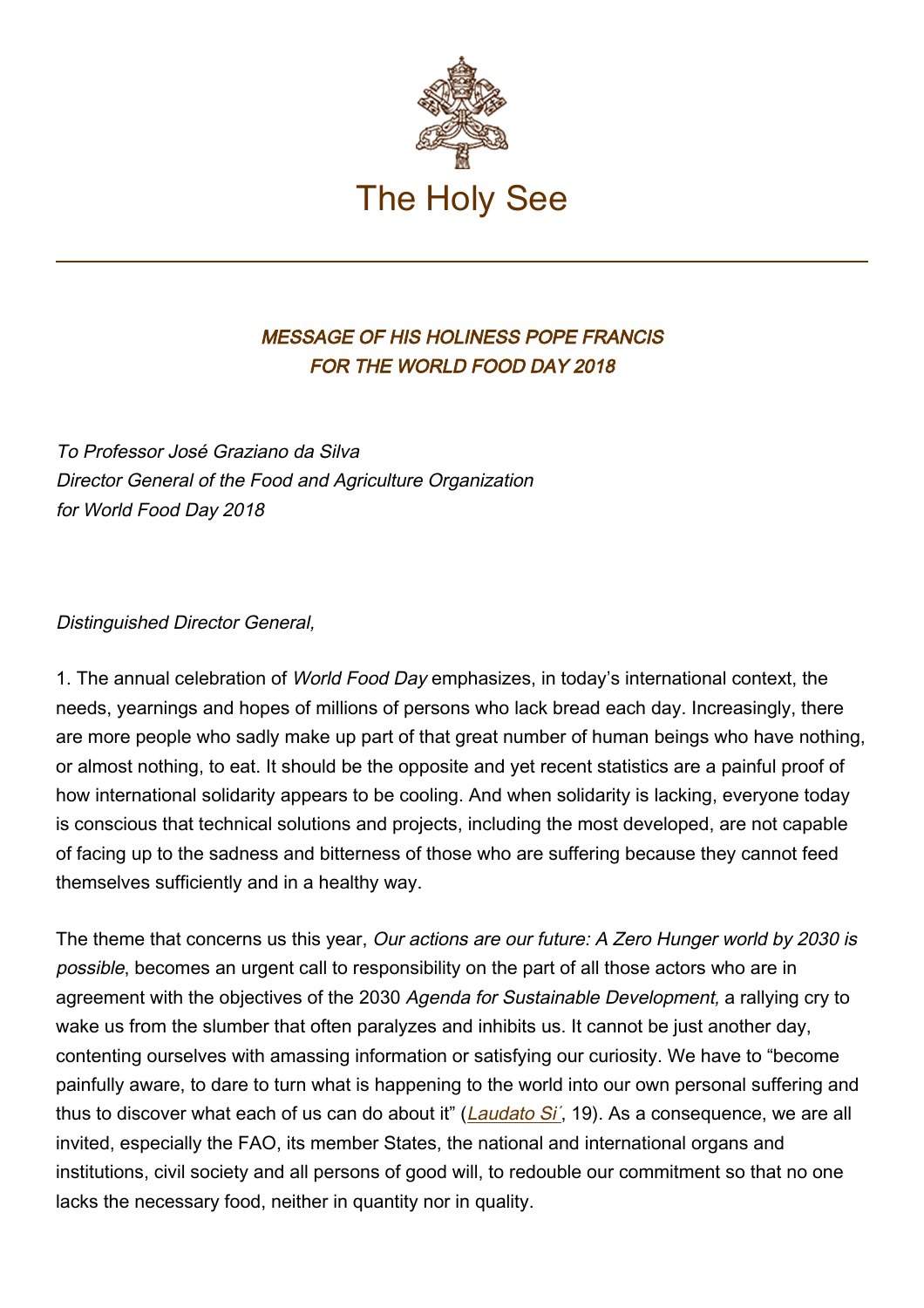# The Holy See

## *MESSAGE OF HIS HOLINESS POPE FRANCIS FOR THE WORLD FOOD DAY 2018*

*To Professor José Graziano da Silva*
*Director General of the Food and Agriculture Organization*
*for World Food Day 2018*

*Distinguished Director General,*

1. The annual celebration of *World Food Day* emphasizes, in today's international context, the needs, yearnings and hopes of millions of persons who lack bread each day. Increasingly, there are more people who sadly make up part of that great number of human beings who have nothing, or almost nothing, to eat. It should be the opposite and yet recent statistics are a painful proof of how international solidarity appears to be cooling. And when solidarity is lacking, everyone today is conscious that technical solutions and projects, including the most developed, are not capable of facing up to the sadness and bitterness of those who are suffering because they cannot feed themselves sufficiently and in a healthy way.

The theme that concerns us this year, *Our actions are our future: A Zero Hunger world by 2030 is possible*, becomes an urgent call to responsibility on the part of all those actors who are in agreement with the objectives of the 2030 *Agenda for Sustainable Development,* a rallying cry to wake us from the slumber that often paralyzes and inhibits us. It cannot be just another day, contenting ourselves with amassing information or satisfying our curiosity. We have to "become painfully aware, to dare to turn what is happening to the world into our own personal suffering and thus to discover what each of us can do about it" (*Laudato Si´*, 19). As a consequence, we are all invited, especially the FAO, its member States, the national and international organs and institutions, civil society and all persons of good will, to redouble our commitment so that no one lacks the necessary food, neither in quantity nor in quality.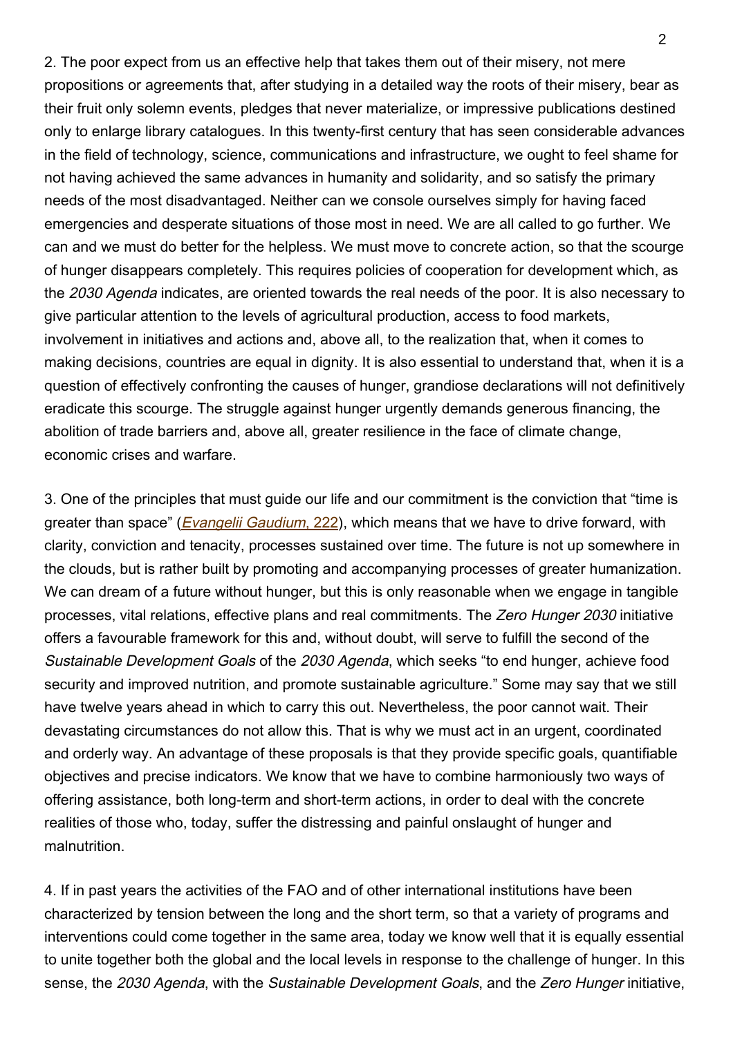2. The poor expect from us an effective help that takes them out of their misery, not mere propositions or agreements that, after studying in a detailed way the roots of their misery, bear as their fruit only solemn events, pledges that never materialize, or impressive publications destined only to enlarge library catalogues. In this twenty-first century that has seen considerable advances in the field of technology, science, communications and infrastructure, we ought to feel shame for not having achieved the same advances in humanity and solidarity, and so satisfy the primary needs of the most disadvantaged. Neither can we console ourselves simply for having faced emergencies and desperate situations of those most in need. We are all called to go further. We can and we must do better for the helpless. We must move to concrete action, so that the scourge of hunger disappears completely. This requires policies of cooperation for development which, as the *2030 Agenda* indicates, are oriented towards the real needs of the poor. It is also necessary to give particular attention to the levels of agricultural production, access to food markets, involvement in initiatives and actions and, above all, to the realization that, when it comes to making decisions, countries are equal in dignity. It is also essential to understand that, when it is a question of effectively confronting the causes of hunger, grandiose declarations will not definitively eradicate this scourge. The struggle against hunger urgently demands generous financing, the abolition of trade barriers and, above all, greater resilience in the face of climate change, economic crises and warfare.

3. One of the principles that must guide our life and our commitment is the conviction that "time is greater than space" ([*Evangelii Gaudium*, 222]), which means that we have to drive forward, with clarity, conviction and tenacity, processes sustained over time. The future is not up somewhere in the clouds, but is rather built by promoting and accompanying processes of greater humanization. We can dream of a future without hunger, but this is only reasonable when we engage in tangible processes, vital relations, effective plans and real commitments. The *Zero Hunger 2030* initiative offers a favourable framework for this and, without doubt, will serve to fulfill the second of the *Sustainable Development Goals* of the *2030 Agenda*, which seeks "to end hunger, achieve food security and improved nutrition, and promote sustainable agriculture." Some may say that we still have twelve years ahead in which to carry this out. Nevertheless, the poor cannot wait. Their devastating circumstances do not allow this. That is why we must act in an urgent, coordinated and orderly way. An advantage of these proposals is that they provide specific goals, quantifiable objectives and precise indicators. We know that we have to combine harmoniously two ways of offering assistance, both long-term and short-term actions, in order to deal with the concrete realities of those who, today, suffer the distressing and painful onslaught of hunger and malnutrition.

4. If in past years the activities of the FAO and of other international institutions have been characterized by tension between the long and the short term, so that a variety of programs and interventions could come together in the same area, today we know well that it is equally essential to unite together both the global and the local levels in response to the challenge of hunger. In this sense, the *2030 Agenda*, with the *Sustainable Development Goals*, and the *Zero Hunger* initiative,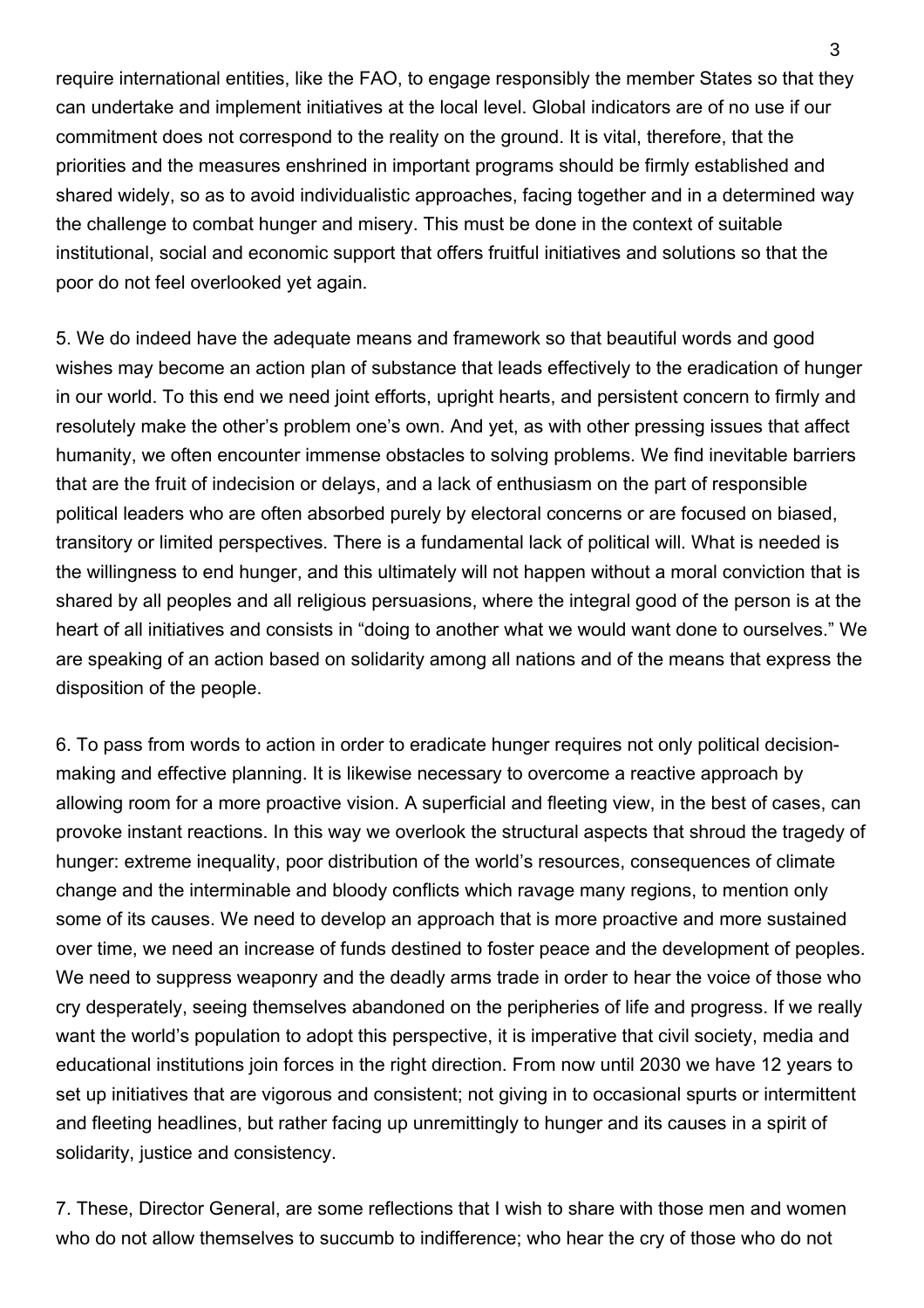require international entities, like the FAO, to engage responsibly the member States so that they can undertake and implement initiatives at the local level. Global indicators are of no use if our commitment does not correspond to the reality on the ground. It is vital, therefore, that the priorities and the measures enshrined in important programs should be firmly established and shared widely, so as to avoid individualistic approaches, facing together and in a determined way the challenge to combat hunger and misery. This must be done in the context of suitable institutional, social and economic support that offers fruitful initiatives and solutions so that the poor do not feel overlooked yet again.

5. We do indeed have the adequate means and framework so that beautiful words and good wishes may become an action plan of substance that leads effectively to the eradication of hunger in our world. To this end we need joint efforts, upright hearts, and persistent concern to firmly and resolutely make the other's problem one's own. And yet, as with other pressing issues that affect humanity, we often encounter immense obstacles to solving problems. We find inevitable barriers that are the fruit of indecision or delays, and a lack of enthusiasm on the part of responsible political leaders who are often absorbed purely by electoral concerns or are focused on biased, transitory or limited perspectives. There is a fundamental lack of political will. What is needed is the willingness to end hunger, and this ultimately will not happen without a moral conviction that is shared by all peoples and all religious persuasions, where the integral good of the person is at the heart of all initiatives and consists in "doing to another what we would want done to ourselves." We are speaking of an action based on solidarity among all nations and of the means that express the disposition of the people.

6. To pass from words to action in order to eradicate hunger requires not only political decision-making and effective planning. It is likewise necessary to overcome a reactive approach by allowing room for a more proactive vision. A superficial and fleeting view, in the best of cases, can provoke instant reactions. In this way we overlook the structural aspects that shroud the tragedy of hunger: extreme inequality, poor distribution of the world's resources, consequences of climate change and the interminable and bloody conflicts which ravage many regions, to mention only some of its causes. We need to develop an approach that is more proactive and more sustained over time, we need an increase of funds destined to foster peace and the development of peoples. We need to suppress weaponry and the deadly arms trade in order to hear the voice of those who cry desperately, seeing themselves abandoned on the peripheries of life and progress. If we really want the world's population to adopt this perspective, it is imperative that civil society, media and educational institutions join forces in the right direction. From now until 2030 we have 12 years to set up initiatives that are vigorous and consistent; not giving in to occasional spurts or intermittent and fleeting headlines, but rather facing up unremittingly to hunger and its causes in a spirit of solidarity, justice and consistency.

7. These, Director General, are some reflections that I wish to share with those men and women who do not allow themselves to succumb to indifference; who hear the cry of those who do not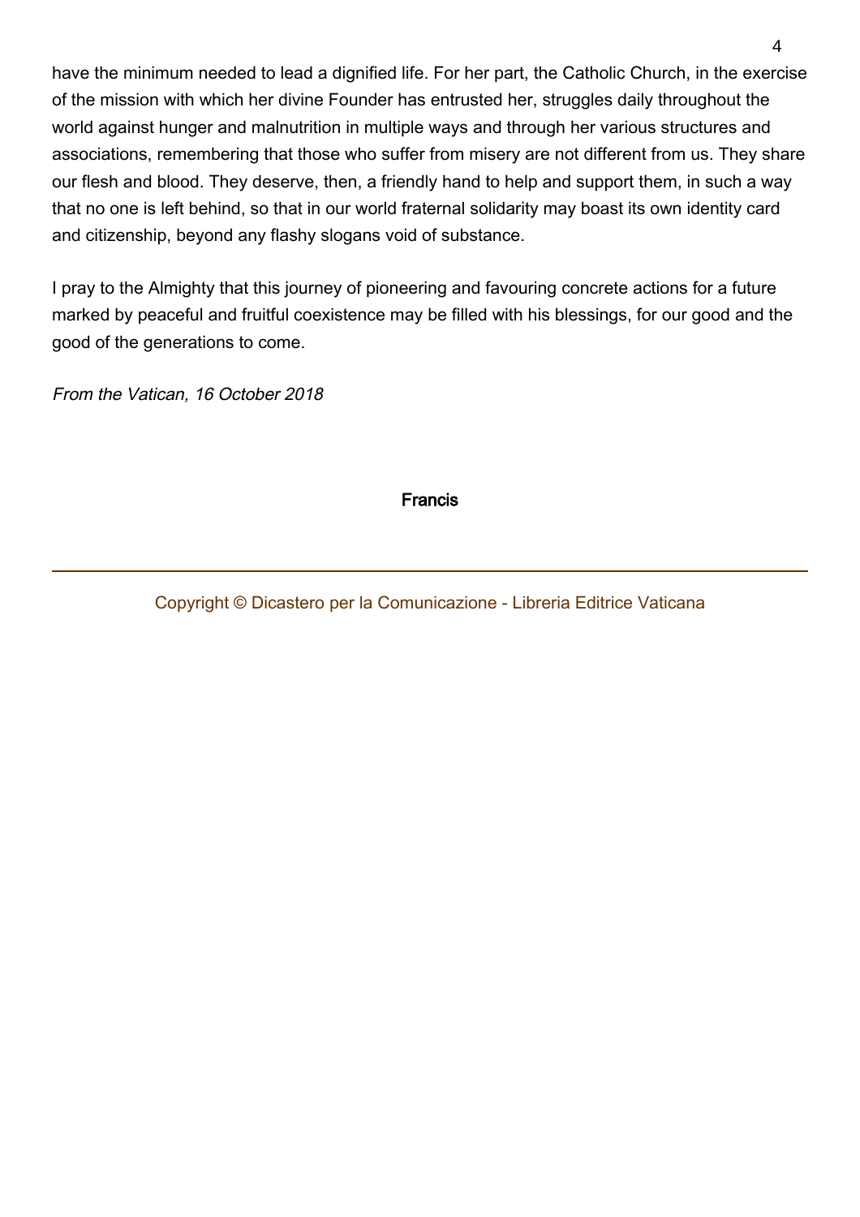have the minimum needed to lead a dignified life. For her part, the Catholic Church, in the exercise of the mission with which her divine Founder has entrusted her, struggles daily throughout the world against hunger and malnutrition in multiple ways and through her various structures and associations, remembering that those who suffer from misery are not different from us. They share our flesh and blood. They deserve, then, a friendly hand to help and support them, in such a way that no one is left behind, so that in our world fraternal solidarity may boast its own identity card and citizenship, beyond any flashy slogans void of substance.

I pray to the Almighty that this journey of pioneering and favouring concrete actions for a future marked by peaceful and fruitful coexistence may be filled with his blessings, for our good and the good of the generations to come.

*From the Vatican, 16 October 2018*

**Francis**

---

Copyright © Dicastero per la Comunicazione - Libreria Editrice Vaticana